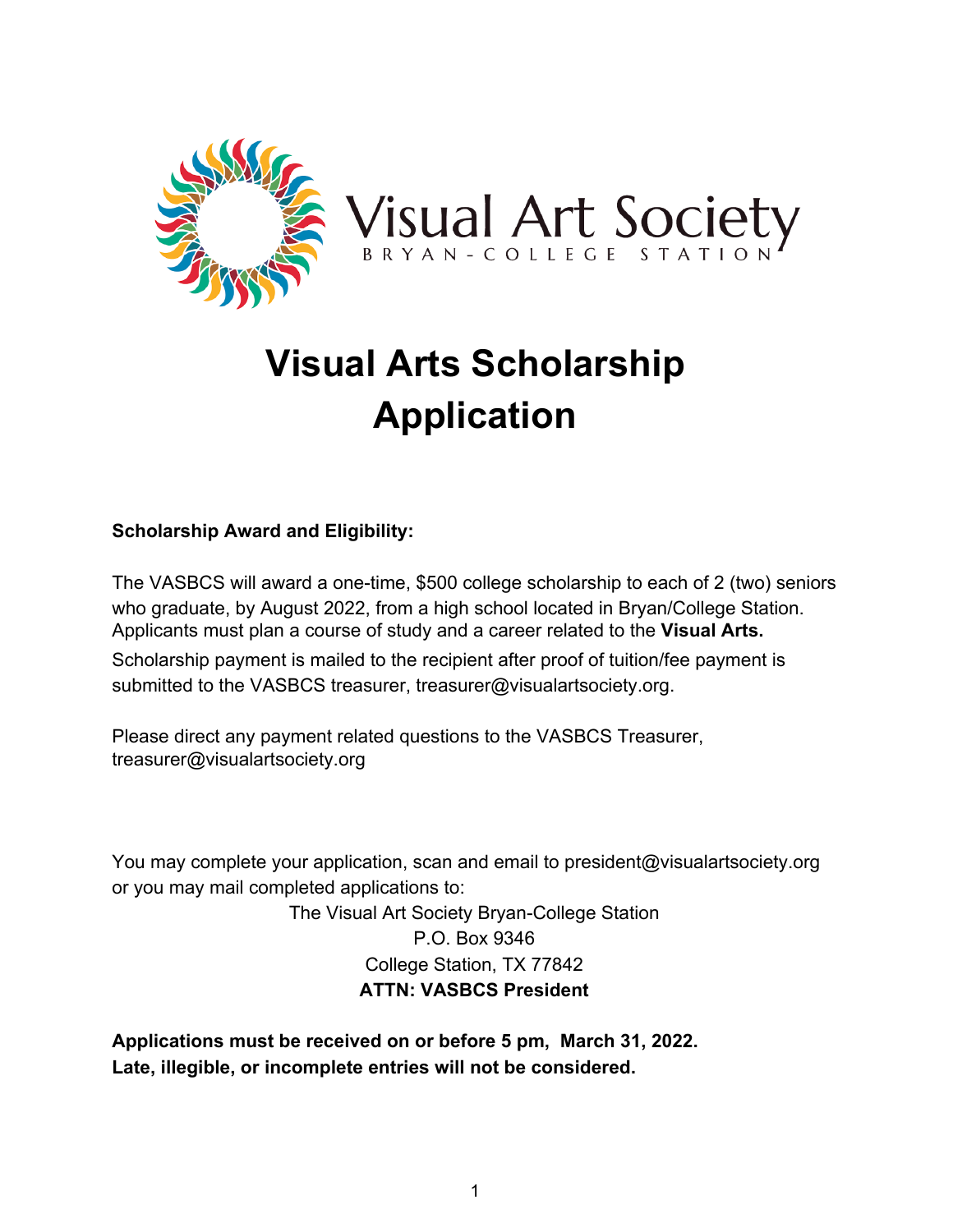Visual Art Society

BRYAN-COLLEGE STATION

# Visual Arts Scholarship Application

**Scholarship Award and Eligibility:**

The VASBCS will award a one-time, $500 college scholarship to each of 2 (two) seniors who graduate, by August 2022, from a high school located in Bryan/College Station. Applicants must plan a course of study and a career related to the **Visual Arts.** Scholarship payment is mailed to the recipient after proof of tuition/fee payment is submitted to the VASBCS treasurer, treasurer@visualartsociety.org.

Please direct any payment related questions to the VASBCS Treasurer, treasurer@visualartsociety.org

You may complete your application, scan and email to president@visualartsociety.org or you may mail completed applications to:

The Visual Art Society Bryan-College Station
P.O. Box 9346
College Station, TX 77842
**ATTN: VASBCS President**

**Applications must be received on or before 5 pm, March 31, 2022.**
**Late, illegible, or incomplete entries will not be considered.**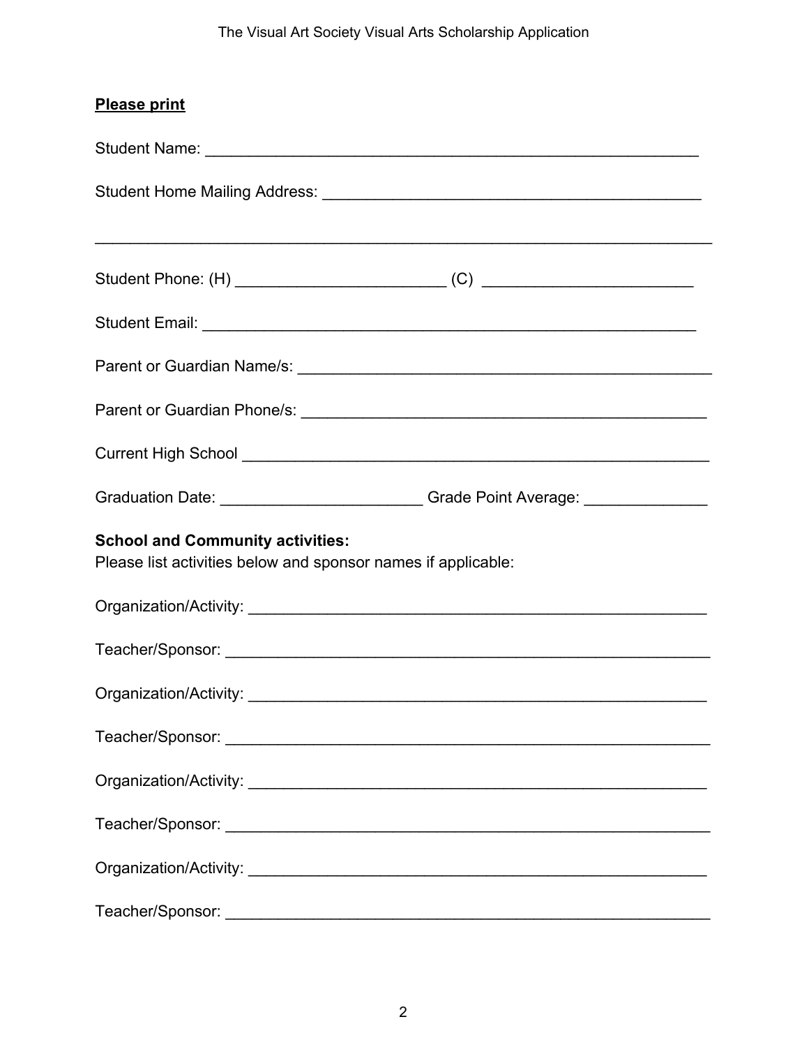**Please print**

Student Name: ____________________________________________________________

Student Home Mailing Address: ____________________________________________

______________________________________________________________________

Student Phone: (H) _________________________ (C) _________________________

Student Email: ___________________________________________________________

Parent or Guardian Name/s: ________________________________________________

Parent or Guardian Phone/s: _______________________________________________

Current High School ______________________________________________________

Graduation Date: ________________________ Grade Point Average: ______________

**School and Community activities:**
Please list activities below and sponsor names if applicable:

Organization/Activity: _____________________________________________________

Teacher/Sponsor: ________________________________________________________

Organization/Activity: _____________________________________________________

Teacher/Sponsor: ________________________________________________________

Organization/Activity: _____________________________________________________

Teacher/Sponsor: ________________________________________________________

Organization/Activity: _____________________________________________________

Teacher/Sponsor: ________________________________________________________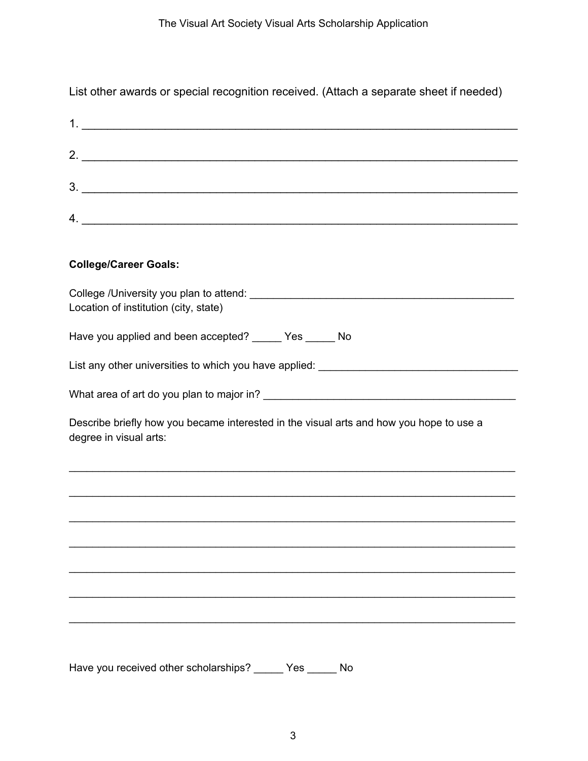List other awards or special recognition received. (Attach a separate sheet if needed)

1. ______________________________________________________________________

2. ______________________________________________________________________

3. ______________________________________________________________________

4. ______________________________________________________________________

**College/Career Goals:**

College /University you plan to attend: ______________________________________________
Location of institution (city, state)

Have you applied and been accepted? _____ Yes _____ No

List any other universities to which you have applied: _________________________________

What area of art do you plan to major in? ____________________________________________

Describe briefly how you became interested in the visual arts and how you hope to use a degree in visual arts:

__________________________________________________________________________

__________________________________________________________________________

__________________________________________________________________________

__________________________________________________________________________

__________________________________________________________________________

__________________________________________________________________________

__________________________________________________________________________

Have you received other scholarships? _____ Yes _____ No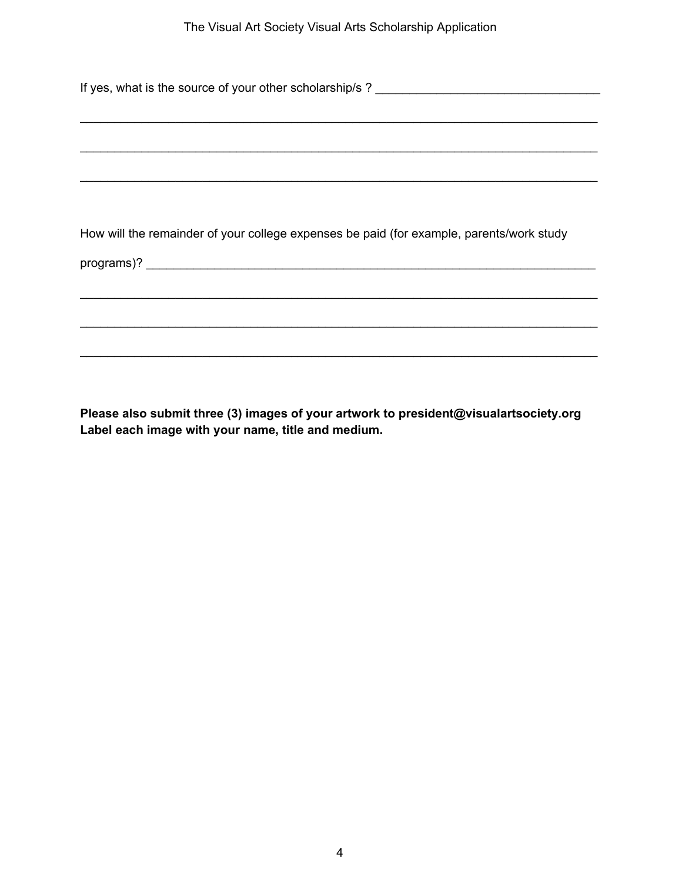If yes, what is the source of your other scholarship/s ? ________________________________

______________________________________________________________________________

______________________________________________________________________________

______________________________________________________________________________

How will the remainder of your college expenses be paid (for example, parents/work study programs)? ______________________________________________________________

______________________________________________________________________________

______________________________________________________________________________

______________________________________________________________________________

**Please also submit three (3) images of your artwork to president@visualartsociety.org Label each image with your name, title and medium.**